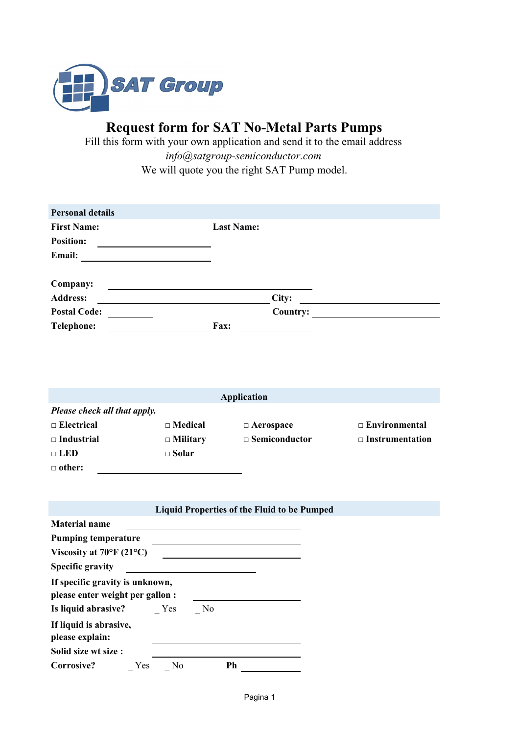SAT Group

# Request form for SAT No-Metal Parts Pumps

Fill this form with your own application and send it to the email address
*info@satgroup-semiconductor.com*
We will quote you the right SAT Pump model.

## Personal details

**First Name:** ____________________ **Last Name:** ____________________

**Position:** ____________________

**Email:** ____________________

**Company:** ________________________________________

**Address:** ________________________________ **City:** ____________________

**Postal Code:** __________ **Country:** ____________________

**Telephone:** ____________________ **Fax:** ______________

## Application

***Please check all that apply.***

| | | | |
|---|---|---|---|
| □ **Electrical** | □ **Medical** | □ **Aerospace** | □ **Environmental** |
| □ **Industrial** | □ **Military** | □ **Semiconductor** | □ **Instrumentation** |
| □ **LED** | □ **Solar** | | |

□ **other:** ____________________________

## Liquid Properties of the Fluid to be Pumped

**Material name** ______________________________

**Pumping temperature** ____________________________

**Viscosity at 70°F (21°C)** __________________________

**Specific gravity** ________________________

**If specific gravity is unknown, please enter weight per gallon :** ____________________

**Is liquid abrasive?** _ Yes _ No

**If liquid is abrasive, please explain:** ____________________________

**Solid size wt size :** ____________________________

**Corrosive?** _ Yes _ No **Ph** ____________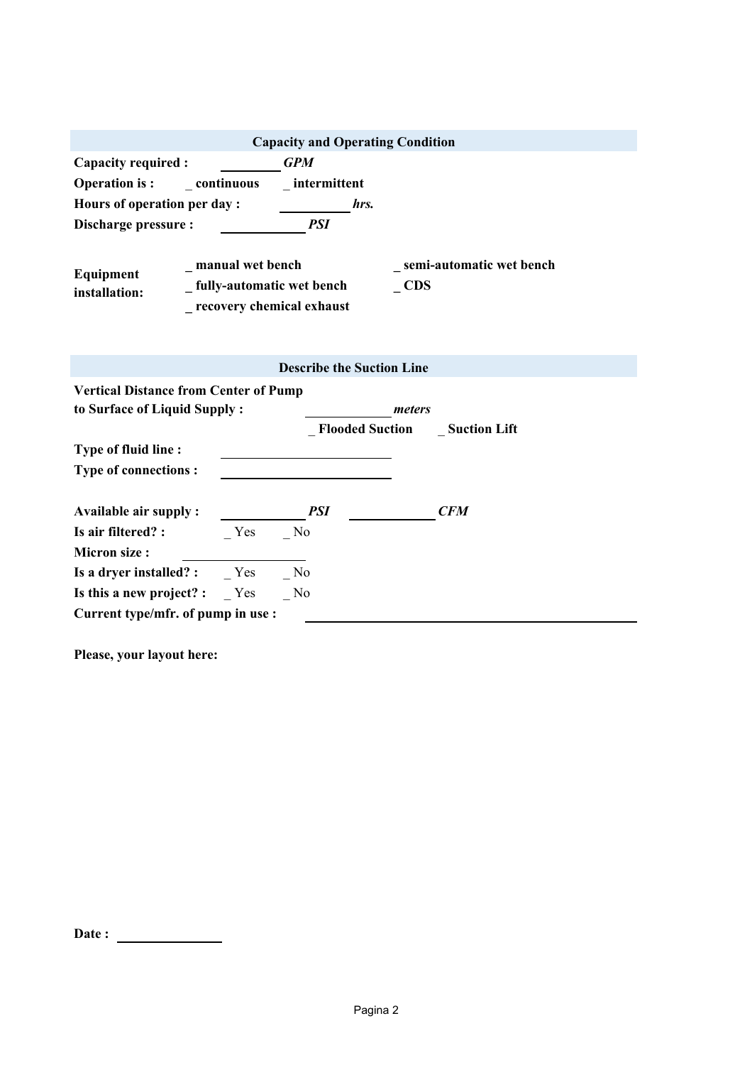## Capacity and Operating Condition

**Capacity required :** ________ ***GPM***

**Operation is :** _ **continuous** _ **intermittent**

**Hours of operation per day :** ________ ***hrs.***

**Discharge pressure :** ________ ***PSI***

**Equipment installation:**

_ **manual wet bench**
_ **semi-automatic wet bench**
_ **fully-automatic wet bench**
_ **CDS**
_ **recovery chemical exhaust**

## Describe the Suction Line

**Vertical Distance from Center of Pump to Surface of Liquid Supply :** ________ ***meters***

_ **Flooded Suction** _ **Suction Lift**

**Type of fluid line :** ________________

**Type of connections :** ________________

**Available air supply :** ________ ***PSI*** ________ ***CFM***

**Is air filtered? :** _ Yes _ No

**Micron size :** ________________

**Is a dryer installed? :** _ Yes _ No

**Is this a new project? :** _ Yes _ No

**Current type/mfr. of pump in use :** ________________________________

**Please, your layout here:**

**Date :** ________________